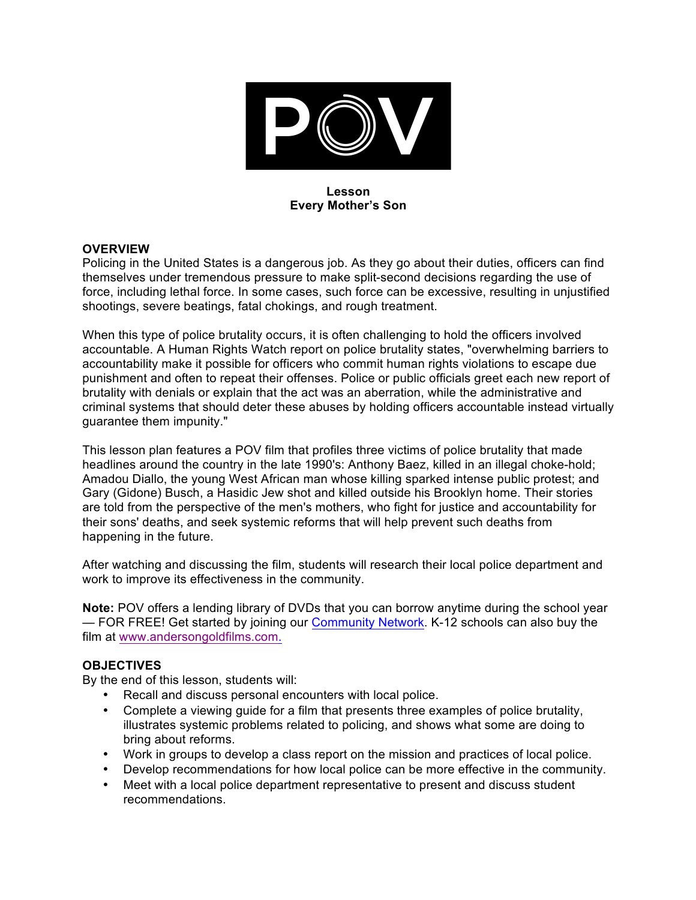**Lesson**
**Every Mother's Son**

## OVERVIEW

Policing in the United States is a dangerous job. As they go about their duties, officers can find themselves under tremendous pressure to make split-second decisions regarding the use of force, including lethal force. In some cases, such force can be excessive, resulting in unjustified shootings, severe beatings, fatal chokings, and rough treatment.

When this type of police brutality occurs, it is often challenging to hold the officers involved accountable. A Human Rights Watch report on police brutality states, "overwhelming barriers to accountability make it possible for officers who commit human rights violations to escape due punishment and often to repeat their offenses. Police or public officials greet each new report of brutality with denials or explain that the act was an aberration, while the administrative and criminal systems that should deter these abuses by holding officers accountable instead virtually guarantee them impunity."

This lesson plan features a POV film that profiles three victims of police brutality that made headlines around the country in the late 1990's: Anthony Baez, killed in an illegal choke-hold; Amadou Diallo, the young West African man whose killing sparked intense public protest; and Gary (Gidone) Busch, a Hasidic Jew shot and killed outside his Brooklyn home. Their stories are told from the perspective of the men's mothers, who fight for justice and accountability for their sons' deaths, and seek systemic reforms that will help prevent such deaths from happening in the future.

After watching and discussing the film, students will research their local police department and work to improve its effectiveness in the community.

**Note:** POV offers a lending library of DVDs that you can borrow anytime during the school year — FOR FREE! Get started by joining our Community Network. K-12 schools can also buy the film at www.andersongoldfilms.com.

## OBJECTIVES

By the end of this lesson, students will:

- Recall and discuss personal encounters with local police.
- Complete a viewing guide for a film that presents three examples of police brutality, illustrates systemic problems related to policing, and shows what some are doing to bring about reforms.
- Work in groups to develop a class report on the mission and practices of local police.
- Develop recommendations for how local police can be more effective in the community.
- Meet with a local police department representative to present and discuss student recommendations.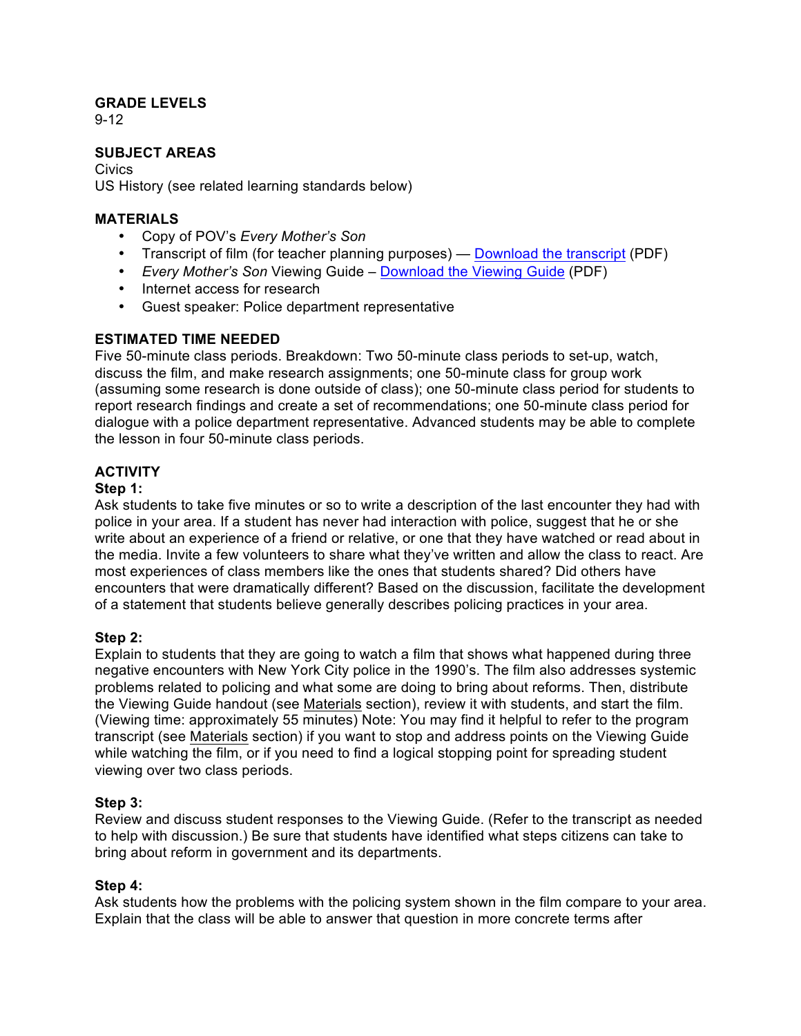### GRADE LEVELS
9-12

### SUBJECT AREAS
Civics
US History (see related learning standards below)

### MATERIALS

- Copy of POV's *Every Mother's Son*
- Transcript of film (for teacher planning purposes) — [Download the transcript](#) (PDF)
- *Every Mother's Son* Viewing Guide – [Download the Viewing Guide](#) (PDF)
- Internet access for research
- Guest speaker: Police department representative

### ESTIMATED TIME NEEDED
Five 50-minute class periods. Breakdown: Two 50-minute class periods to set-up, watch, discuss the film, and make research assignments; one 50-minute class for group work (assuming some research is done outside of class); one 50-minute class period for students to report research findings and create a set of recommendations; one 50-minute class period for dialogue with a police department representative. Advanced students may be able to complete the lesson in four 50-minute class periods.

### ACTIVITY

**Step 1:**
Ask students to take five minutes or so to write a description of the last encounter they had with police in your area. If a student has never had interaction with police, suggest that he or she write about an experience of a friend or relative, or one that they have watched or read about in the media. Invite a few volunteers to share what they've written and allow the class to react. Are most experiences of class members like the ones that students shared? Did others have encounters that were dramatically different? Based on the discussion, facilitate the development of a statement that students believe generally describes policing practices in your area.

**Step 2:**
Explain to students that they are going to watch a film that shows what happened during three negative encounters with New York City police in the 1990's. The film also addresses systemic problems related to policing and what some are doing to bring about reforms. Then, distribute the Viewing Guide handout (see Materials section), review it with students, and start the film. (Viewing time: approximately 55 minutes) Note: You may find it helpful to refer to the program transcript (see Materials section) if you want to stop and address points on the Viewing Guide while watching the film, or if you need to find a logical stopping point for spreading student viewing over two class periods.

**Step 3:**
Review and discuss student responses to the Viewing Guide. (Refer to the transcript as needed to help with discussion.) Be sure that students have identified what steps citizens can take to bring about reform in government and its departments.

**Step 4:**
Ask students how the problems with the policing system shown in the film compare to your area. Explain that the class will be able to answer that question in more concrete terms after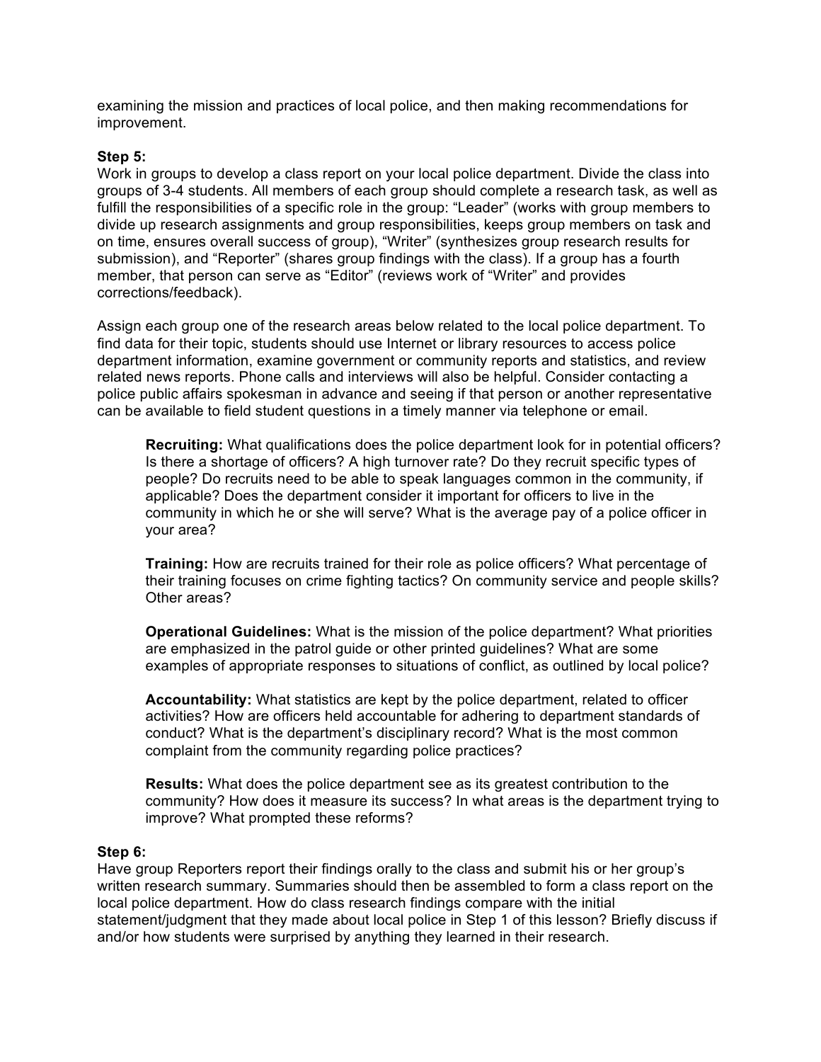examining the mission and practices of local police, and then making recommendations for improvement.

**Step 5:**
Work in groups to develop a class report on your local police department. Divide the class into groups of 3-4 students. All members of each group should complete a research task, as well as fulfill the responsibilities of a specific role in the group: “Leader” (works with group members to divide up research assignments and group responsibilities, keeps group members on task and on time, ensures overall success of group), “Writer” (synthesizes group research results for submission), and “Reporter” (shares group findings with the class). If a group has a fourth member, that person can serve as “Editor” (reviews work of “Writer” and provides corrections/feedback).

Assign each group one of the research areas below related to the local police department. To find data for their topic, students should use Internet or library resources to access police department information, examine government or community reports and statistics, and review related news reports. Phone calls and interviews will also be helpful. Consider contacting a police public affairs spokesman in advance and seeing if that person or another representative can be available to field student questions in a timely manner via telephone or email.

> **Recruiting:** What qualifications does the police department look for in potential officers? Is there a shortage of officers? A high turnover rate? Do they recruit specific types of people? Do recruits need to be able to speak languages common in the community, if applicable? Does the department consider it important for officers to live in the community in which he or she will serve? What is the average pay of a police officer in your area?
>
> **Training:** How are recruits trained for their role as police officers? What percentage of their training focuses on crime fighting tactics? On community service and people skills? Other areas?
>
> **Operational Guidelines:** What is the mission of the police department? What priorities are emphasized in the patrol guide or other printed guidelines? What are some examples of appropriate responses to situations of conflict, as outlined by local police?
>
> **Accountability:** What statistics are kept by the police department, related to officer activities? How are officers held accountable for adhering to department standards of conduct? What is the department’s disciplinary record? What is the most common complaint from the community regarding police practices?
>
> **Results:** What does the police department see as its greatest contribution to the community? How does it measure its success? In what areas is the department trying to improve? What prompted these reforms?

**Step 6:**
Have group Reporters report their findings orally to the class and submit his or her group’s written research summary. Summaries should then be assembled to form a class report on the local police department. How do class research findings compare with the initial statement/judgment that they made about local police in Step 1 of this lesson? Briefly discuss if and/or how students were surprised by anything they learned in their research.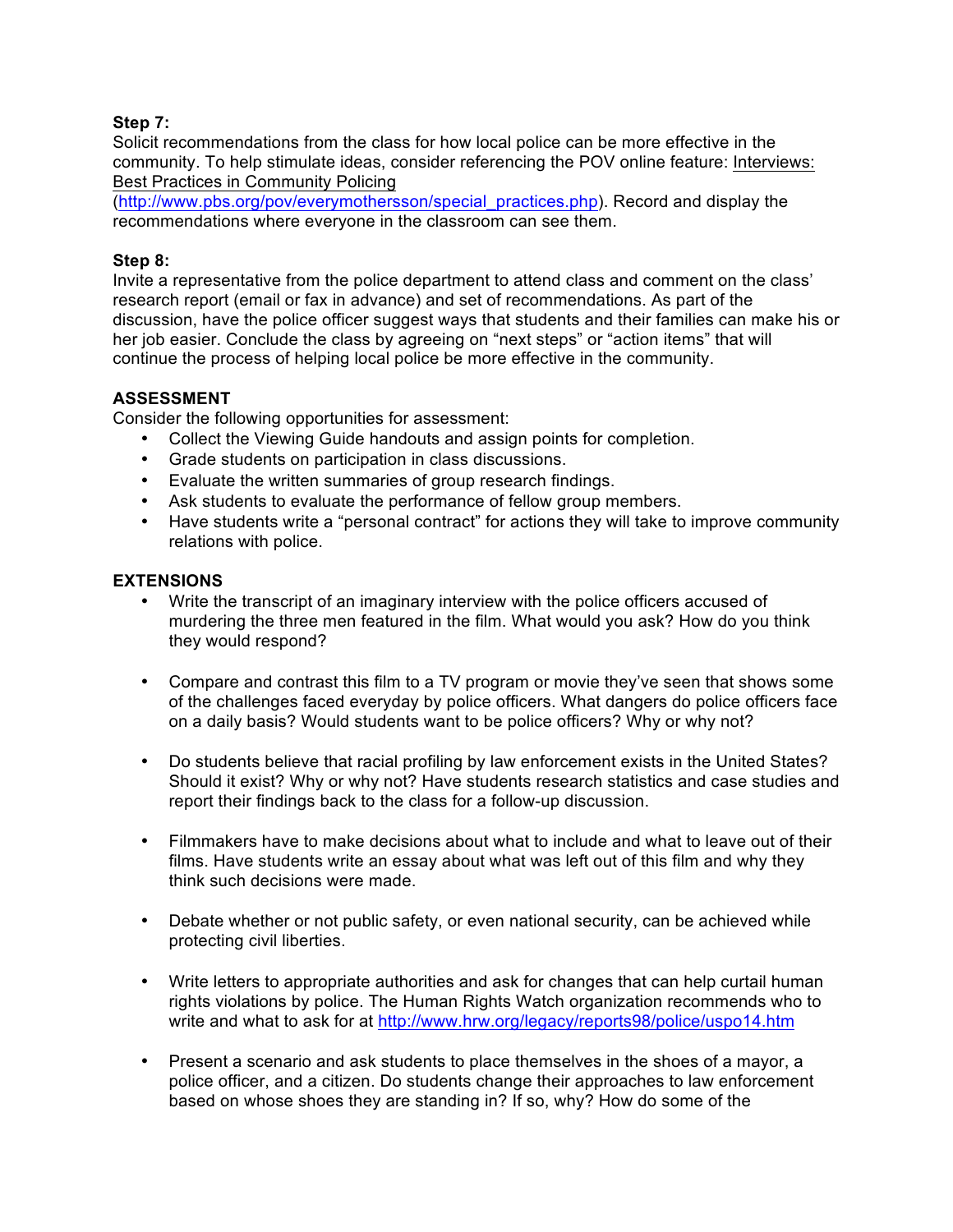**Step 7:**

Solicit recommendations from the class for how local police can be more effective in the community. To help stimulate ideas, consider referencing the POV online feature: Interviews: Best Practices in Community Policing (http://www.pbs.org/pov/everymothersson/special_practices.php). Record and display the recommendations where everyone in the classroom can see them.

**Step 8:**

Invite a representative from the police department to attend class and comment on the class' research report (email or fax in advance) and set of recommendations. As part of the discussion, have the police officer suggest ways that students and their families can make his or her job easier. Conclude the class by agreeing on "next steps" or "action items" that will continue the process of helping local police be more effective in the community.

## ASSESSMENT

Consider the following opportunities for assessment:

- Collect the Viewing Guide handouts and assign points for completion.
- Grade students on participation in class discussions.
- Evaluate the written summaries of group research findings.
- Ask students to evaluate the performance of fellow group members.
- Have students write a "personal contract" for actions they will take to improve community relations with police.

## EXTENSIONS

- Write the transcript of an imaginary interview with the police officers accused of murdering the three men featured in the film. What would you ask? How do you think they would respond?

- Compare and contrast this film to a TV program or movie they've seen that shows some of the challenges faced everyday by police officers. What dangers do police officers face on a daily basis? Would students want to be police officers? Why or why not?

- Do students believe that racial profiling by law enforcement exists in the United States? Should it exist? Why or why not? Have students research statistics and case studies and report their findings back to the class for a follow-up discussion.

- Filmmakers have to make decisions about what to include and what to leave out of their films. Have students write an essay about what was left out of this film and why they think such decisions were made.

- Debate whether or not public safety, or even national security, can be achieved while protecting civil liberties.

- Write letters to appropriate authorities and ask for changes that can help curtail human rights violations by police. The Human Rights Watch organization recommends who to write and what to ask for at http://www.hrw.org/legacy/reports98/police/uspo14.htm

- Present a scenario and ask students to place themselves in the shoes of a mayor, a police officer, and a citizen. Do students change their approaches to law enforcement based on whose shoes they are standing in? If so, why? How do some of the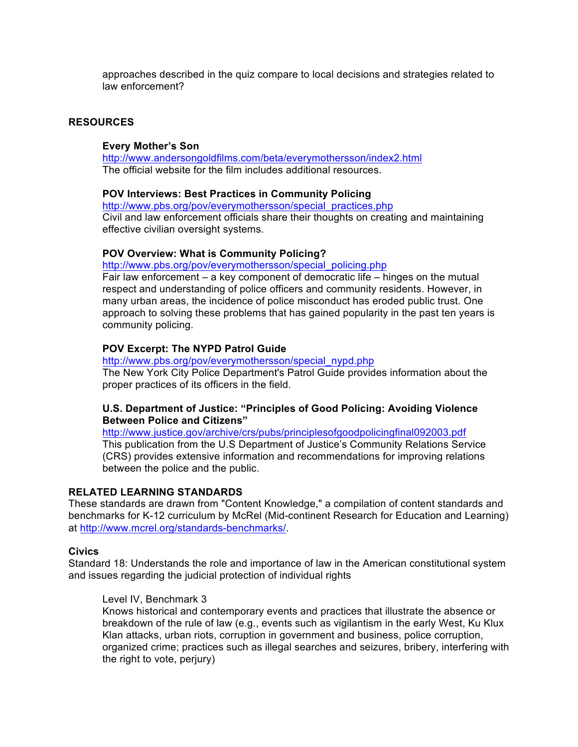approaches described in the quiz compare to local decisions and strategies related to law enforcement?

## RESOURCES

**Every Mother's Son**
http://www.andersongoldfilms.com/beta/everymothersson/index2.html
The official website for the film includes additional resources.

**POV Interviews: Best Practices in Community Policing**
http://www.pbs.org/pov/everymothersson/special_practices.php
Civil and law enforcement officials share their thoughts on creating and maintaining effective civilian oversight systems.

**POV Overview: What is Community Policing?**
http://www.pbs.org/pov/everymothersson/special_policing.php
Fair law enforcement – a key component of democratic life – hinges on the mutual respect and understanding of police officers and community residents. However, in many urban areas, the incidence of police misconduct has eroded public trust. One approach to solving these problems that has gained popularity in the past ten years is community policing.

**POV Excerpt: The NYPD Patrol Guide**
http://www.pbs.org/pov/everymothersson/special_nypd.php
The New York City Police Department's Patrol Guide provides information about the proper practices of its officers in the field.

**U.S. Department of Justice: "Principles of Good Policing: Avoiding Violence Between Police and Citizens"**
http://www.justice.gov/archive/crs/pubs/principlesofgoodpolicingfinal092003.pdf
This publication from the U.S Department of Justice's Community Relations Service (CRS) provides extensive information and recommendations for improving relations between the police and the public.

## RELATED LEARNING STANDARDS

These standards are drawn from "Content Knowledge," a compilation of content standards and benchmarks for K-12 curriculum by McRel (Mid-continent Research for Education and Learning) at http://www.mcrel.org/standards-benchmarks/.

### Civics

Standard 18: Understands the role and importance of law in the American constitutional system and issues regarding the judicial protection of individual rights

Level IV, Benchmark 3
Knows historical and contemporary events and practices that illustrate the absence or breakdown of the rule of law (e.g., events such as vigilantism in the early West, Ku Klux Klan attacks, urban riots, corruption in government and business, police corruption, organized crime; practices such as illegal searches and seizures, bribery, interfering with the right to vote, perjury)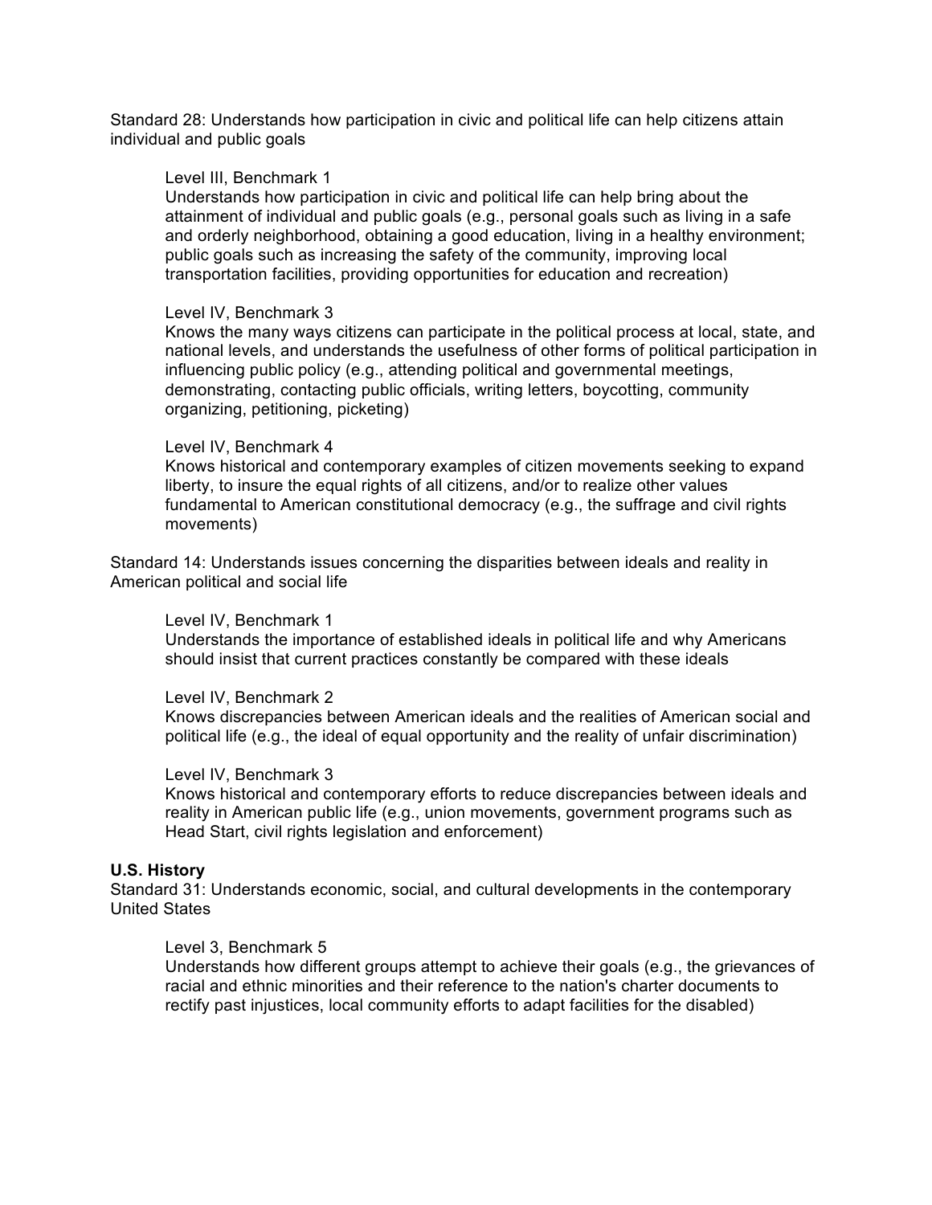Standard 28: Understands how participation in civic and political life can help citizens attain individual and public goals

Level III, Benchmark 1
Understands how participation in civic and political life can help bring about the attainment of individual and public goals (e.g., personal goals such as living in a safe and orderly neighborhood, obtaining a good education, living in a healthy environment; public goals such as increasing the safety of the community, improving local transportation facilities, providing opportunities for education and recreation)

Level IV, Benchmark 3
Knows the many ways citizens can participate in the political process at local, state, and national levels, and understands the usefulness of other forms of political participation in influencing public policy (e.g., attending political and governmental meetings, demonstrating, contacting public officials, writing letters, boycotting, community organizing, petitioning, picketing)

Level IV, Benchmark 4
Knows historical and contemporary examples of citizen movements seeking to expand liberty, to insure the equal rights of all citizens, and/or to realize other values fundamental to American constitutional democracy (e.g., the suffrage and civil rights movements)

Standard 14: Understands issues concerning the disparities between ideals and reality in American political and social life

Level IV, Benchmark 1
Understands the importance of established ideals in political life and why Americans should insist that current practices constantly be compared with these ideals

Level IV, Benchmark 2
Knows discrepancies between American ideals and the realities of American social and political life (e.g., the ideal of equal opportunity and the reality of unfair discrimination)

Level IV, Benchmark 3
Knows historical and contemporary efforts to reduce discrepancies between ideals and reality in American public life (e.g., union movements, government programs such as Head Start, civil rights legislation and enforcement)

**U.S. History**
Standard 31: Understands economic, social, and cultural developments in the contemporary United States

Level 3, Benchmark 5
Understands how different groups attempt to achieve their goals (e.g., the grievances of racial and ethnic minorities and their reference to the nation's charter documents to rectify past injustices, local community efforts to adapt facilities for the disabled)